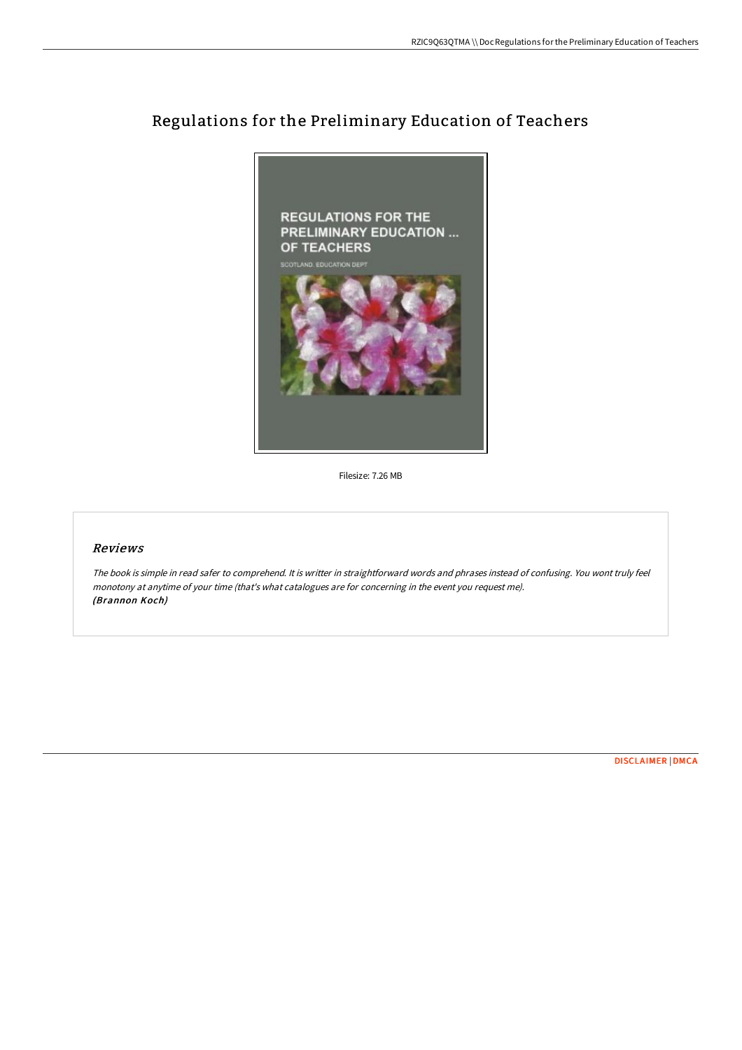# Regulations for the Preliminary Education of Teachers

Filesize: 7.26 MB

## *Reviews*

*The book is simple in read safer to comprehend. It is writter in straightforward words and phrases instead of confusing. You wont truly feel monotony at anytime of your time (that's what catalogues are for concerning in the event you request me).*
***(Brannon Koch)***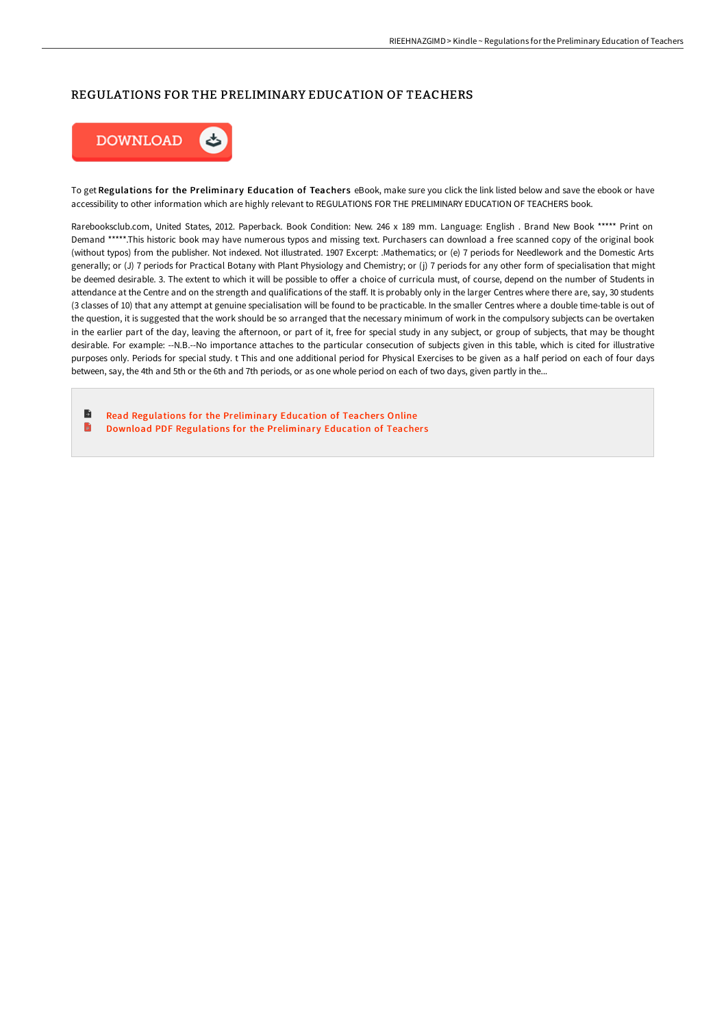# REGULATIONS FOR THE PRELIMINARY EDUCATION OF TEACHERS

DOWNLOAD

To get **Regulations for the Preliminary Education of Teachers** eBook, make sure you click the link listed below and save the ebook or have accessibility to other information which are highly relevant to REGULATIONS FOR THE PRELIMINARY EDUCATION OF TEACHERS book.

Rarebooksclub.com, United States, 2012. Paperback. Book Condition: New. 246 x 189 mm. Language: English . Brand New Book ***** Print on Demand *****.This historic book may have numerous typos and missing text. Purchasers can download a free scanned copy of the original book (without typos) from the publisher. Not indexed. Not illustrated. 1907 Excerpt: .Mathematics; or (e) 7 periods for Needlework and the Domestic Arts generally; or (J) 7 periods for Practical Botany with Plant Physiology and Chemistry; or (j) 7 periods for any other form of specialisation that might be deemed desirable. 3. The extent to which it will be possible to offer a choice of curricula must, of course, depend on the number of Students in attendance at the Centre and on the strength and qualifications of the staff. It is probably only in the larger Centres where there are, say, 30 students (3 classes of 10) that any attempt at genuine specialisation will be found to be practicable. In the smaller Centres where a double time-table is out of the question, it is suggested that the work should be so arranged that the necessary minimum of work in the compulsory subjects can be overtaken in the earlier part of the day, leaving the afternoon, or part of it, free for special study in any subject, or group of subjects, that may be thought desirable. For example: --N.B.--No importance attaches to the particular consecution of subjects given in this table, which is cited for illustrative purposes only. Periods for special study. t This and one additional period for Physical Exercises to be given as a half period on each of four days between, say, the 4th and 5th or the 6th and 7th periods, or as one whole period on each of two days, given partly in the...

- Read Regulations for the Preliminary Education of Teachers Online
- Download PDF Regulations for the Preliminary Education of Teachers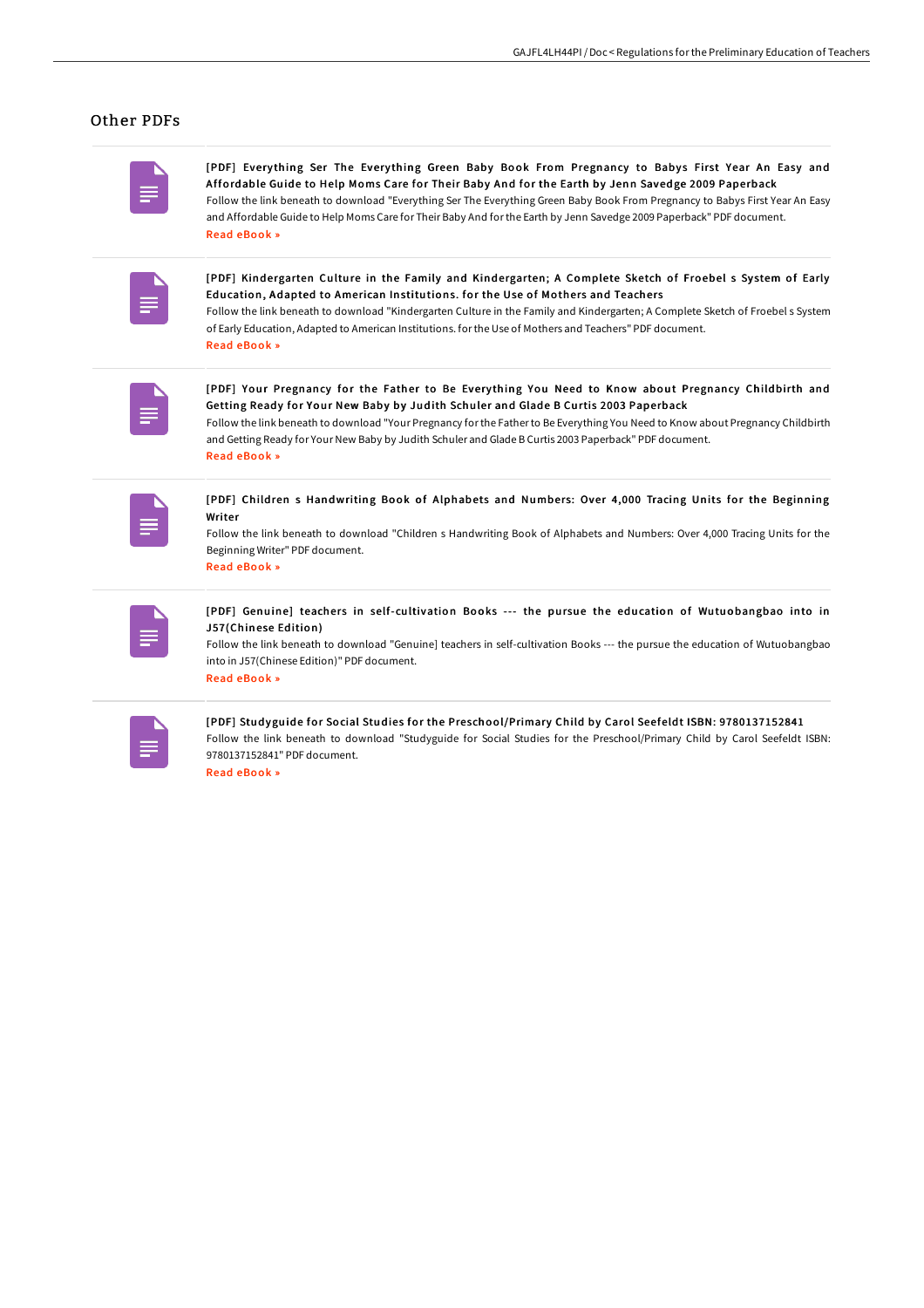## Other PDFs

[PDF] Everything Ser The Everything Green Baby Book From Pregnancy to Babys First Year An Easy and Affordable Guide to Help Moms Care for Their Baby And for the Earth by Jenn Savedge 2009 Paperback

Follow the link beneath to download "Everything Ser The Everything Green Baby Book From Pregnancy to Babys First Year An Easy and Affordable Guide to Help Moms Care for Their Baby And for the Earth by Jenn Savedge 2009 Paperback" PDF document.

Read eBook »

[PDF] Kindergarten Culture in the Family and Kindergarten; A Complete Sketch of Froebel s System of Early Education, Adapted to American Institutions. for the Use of Mothers and Teachers

Follow the link beneath to download "Kindergarten Culture in the Family and Kindergarten; A Complete Sketch of Froebel s System of Early Education, Adapted to American Institutions. for the Use of Mothers and Teachers" PDF document.

Read eBook »

[PDF] Your Pregnancy for the Father to Be Everything You Need to Know about Pregnancy Childbirth and Getting Ready for Your New Baby by Judith Schuler and Glade B Curtis 2003 Paperback

Follow the link beneath to download "Your Pregnancy for the Father to Be Everything You Need to Know about Pregnancy Childbirth and Getting Ready for Your New Baby by Judith Schuler and Glade B Curtis 2003 Paperback" PDF document.

Read eBook »

[PDF] Children s Handwriting Book of Alphabets and Numbers: Over 4,000 Tracing Units for the Beginning Writer

Follow the link beneath to download "Children s Handwriting Book of Alphabets and Numbers: Over 4,000 Tracing Units for the Beginning Writer" PDF document.

Read eBook »

[PDF] Genuine] teachers in self-cultivation Books --- the pursue the education of Wutuobangbao into in J57(Chinese Edition)

Follow the link beneath to download "Genuine] teachers in self-cultivation Books --- the pursue the education of Wutuobangbao into in J57(Chinese Edition)" PDF document.

Read eBook »

[PDF] Studyguide for Social Studies for the Preschool/Primary Child by Carol Seefeldt ISBN: 9780137152841

Follow the link beneath to download "Studyguide for Social Studies for the Preschool/Primary Child by Carol Seefeldt ISBN: 9780137152841" PDF document.

Read eBook »